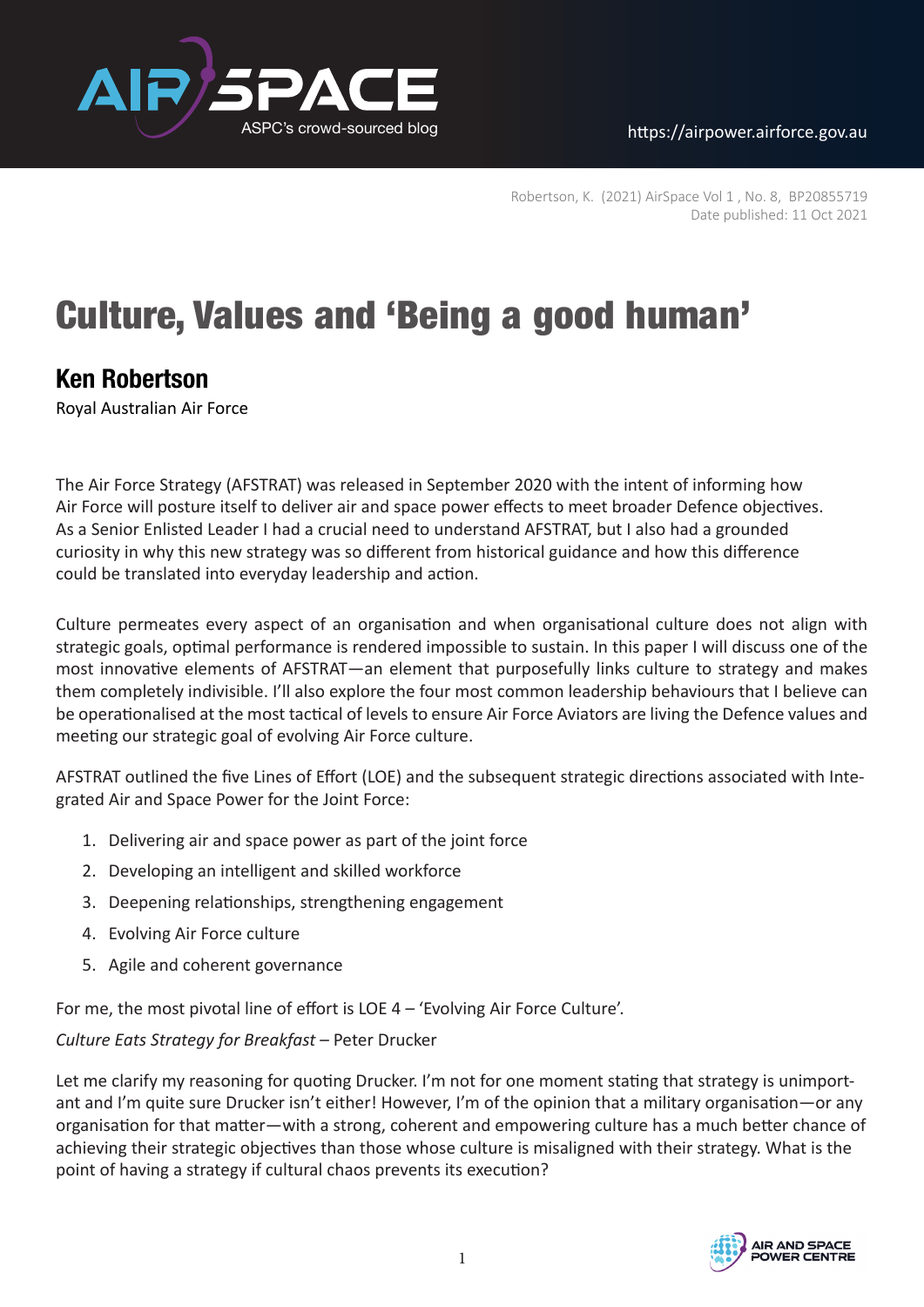Robertson, K. (2021) AirSpace Vol 1 , No. 8, BP20855719
Date published: 11 Oct 2021

# Culture, Values and 'Being a good human'

## Ken Robertson

Royal Australian Air Force

The Air Force Strategy (AFSTRAT) was released in September 2020 with the intent of informing how Air Force will posture itself to deliver air and space power effects to meet broader Defence objectives. As a Senior Enlisted Leader I had a crucial need to understand AFSTRAT, but I also had a grounded curiosity in why this new strategy was so different from historical guidance and how this difference could be translated into everyday leadership and action.

Culture permeates every aspect of an organisation and when organisational culture does not align with strategic goals, optimal performance is rendered impossible to sustain. In this paper I will discuss one of the most innovative elements of AFSTRAT—an element that purposefully links culture to strategy and makes them completely indivisible. I'll also explore the four most common leadership behaviours that I believe can be operationalised at the most tactical of levels to ensure Air Force Aviators are living the Defence values and meeting our strategic goal of evolving Air Force culture.

AFSTRAT outlined the five Lines of Effort (LOE) and the subsequent strategic directions associated with Integrated Air and Space Power for the Joint Force:

1. Delivering air and space power as part of the joint force
2. Developing an intelligent and skilled workforce
3. Deepening relationships, strengthening engagement
4. Evolving Air Force culture
5. Agile and coherent governance

For me, the most pivotal line of effort is LOE 4 – 'Evolving Air Force Culture'.

*Culture Eats Strategy for Breakfast* – Peter Drucker

Let me clarify my reasoning for quoting Drucker. I'm not for one moment stating that strategy is unimportant and I'm quite sure Drucker isn't either! However, I'm of the opinion that a military organisation—or any organisation for that matter—with a strong, coherent and empowering culture has a much better chance of achieving their strategic objectives than those whose culture is misaligned with their strategy. What is the point of having a strategy if cultural chaos prevents its execution?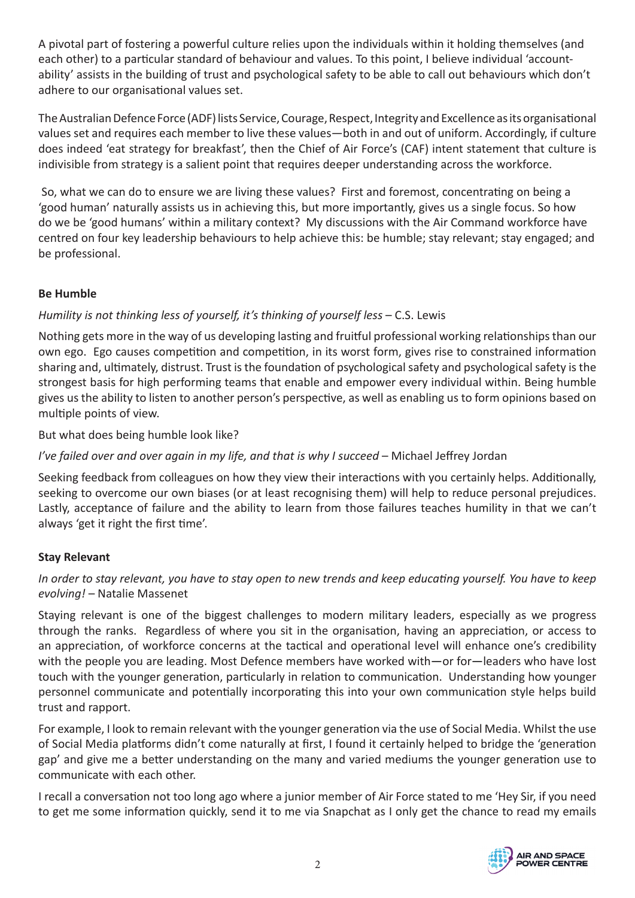A pivotal part of fostering a powerful culture relies upon the individuals within it holding themselves (and each other) to a particular standard of behaviour and values. To this point, I believe individual 'account-ability' assists in the building of trust and psychological safety to be able to call out behaviours which don't adhere to our organisational values set.

The Australian Defence Force (ADF) lists Service, Courage, Respect, Integrity and Excellence as its organisational values set and requires each member to live these values—both in and out of uniform. Accordingly, if culture does indeed 'eat strategy for breakfast', then the Chief of Air Force's (CAF) intent statement that culture is indivisible from strategy is a salient point that requires deeper understanding across the workforce.

So, what we can do to ensure we are living these values? First and foremost, concentrating on being a 'good human' naturally assists us in achieving this, but more importantly, gives us a single focus. So how do we be 'good humans' within a military context? My discussions with the Air Command workforce have centred on four key leadership behaviours to help achieve this: be humble; stay relevant; stay engaged; and be professional.

**Be Humble**

*Humility is not thinking less of yourself, it's thinking of yourself less* – C.S. Lewis

Nothing gets more in the way of us developing lasting and fruitful professional working relationships than our own ego. Ego causes competition and competition, in its worst form, gives rise to constrained information sharing and, ultimately, distrust. Trust is the foundation of psychological safety and psychological safety is the strongest basis for high performing teams that enable and empower every individual within. Being humble gives us the ability to listen to another person's perspective, as well as enabling us to form opinions based on multiple points of view.

But what does being humble look like?

*I've failed over and over again in my life, and that is why I succeed* – Michael Jeffrey Jordan

Seeking feedback from colleagues on how they view their interactions with you certainly helps. Additionally, seeking to overcome our own biases (or at least recognising them) will help to reduce personal prejudices. Lastly, acceptance of failure and the ability to learn from those failures teaches humility in that we can't always 'get it right the first time'.

**Stay Relevant**

*In order to stay relevant, you have to stay open to new trends and keep educating yourself. You have to keep evolving!* – Natalie Massenet

Staying relevant is one of the biggest challenges to modern military leaders, especially as we progress through the ranks. Regardless of where you sit in the organisation, having an appreciation, or access to an appreciation, of workforce concerns at the tactical and operational level will enhance one's credibility with the people you are leading. Most Defence members have worked with—or for—leaders who have lost touch with the younger generation, particularly in relation to communication. Understanding how younger personnel communicate and potentially incorporating this into your own communication style helps build trust and rapport.

For example, I look to remain relevant with the younger generation via the use of Social Media. Whilst the use of Social Media platforms didn't come naturally at first, I found it certainly helped to bridge the 'generation gap' and give me a better understanding on the many and varied mediums the younger generation use to communicate with each other.

I recall a conversation not too long ago where a junior member of Air Force stated to me 'Hey Sir, if you need to get me some information quickly, send it to me via Snapchat as I only get the chance to read my emails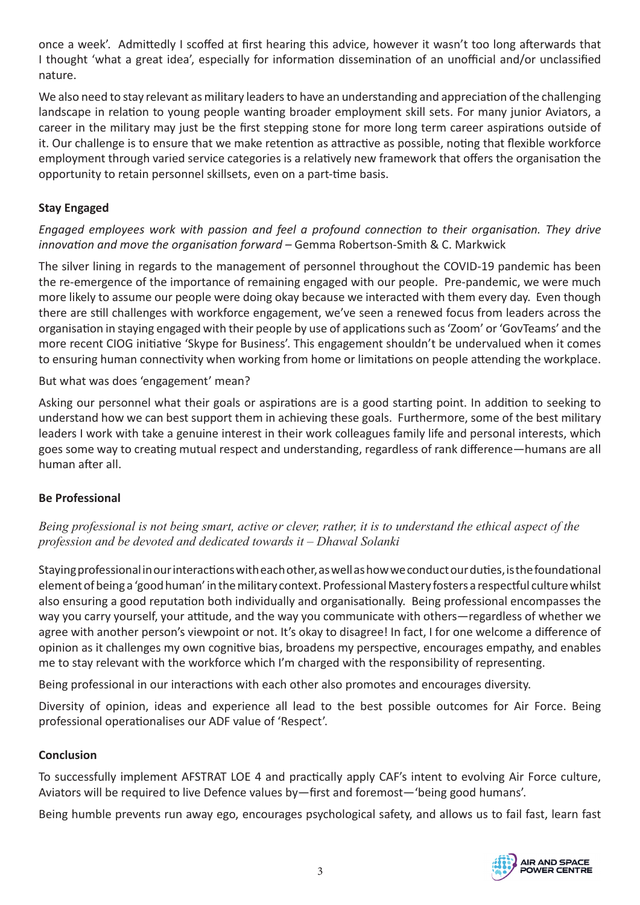once a week'. Admittedly I scoffed at first hearing this advice, however it wasn't too long afterwards that I thought 'what a great idea', especially for information dissemination of an unofficial and/or unclassified nature.

We also need to stay relevant as military leaders to have an understanding and appreciation of the challenging landscape in relation to young people wanting broader employment skill sets. For many junior Aviators, a career in the military may just be the first stepping stone for more long term career aspirations outside of it. Our challenge is to ensure that we make retention as attractive as possible, noting that flexible workforce employment through varied service categories is a relatively new framework that offers the organisation the opportunity to retain personnel skillsets, even on a part-time basis.

**Stay Engaged**

*Engaged employees work with passion and feel a profound connection to their organisation. They drive innovation and move the organisation forward* – Gemma Robertson-Smith & C. Markwick

The silver lining in regards to the management of personnel throughout the COVID-19 pandemic has been the re-emergence of the importance of remaining engaged with our people. Pre-pandemic, we were much more likely to assume our people were doing okay because we interacted with them every day. Even though there are still challenges with workforce engagement, we've seen a renewed focus from leaders across the organisation in staying engaged with their people by use of applications such as 'Zoom' or 'GovTeams' and the more recent CIOG initiative 'Skype for Business'. This engagement shouldn't be undervalued when it comes to ensuring human connectivity when working from home or limitations on people attending the workplace.

But what was does 'engagement' mean?

Asking our personnel what their goals or aspirations are is a good starting point. In addition to seeking to understand how we can best support them in achieving these goals. Furthermore, some of the best military leaders I work with take a genuine interest in their work colleagues family life and personal interests, which goes some way to creating mutual respect and understanding, regardless of rank difference—humans are all human after all.

**Be Professional**

*Being professional is not being smart, active or clever, rather, it is to understand the ethical aspect of the profession and be devoted and dedicated towards it – Dhawal Solanki*

Staying professional in our interactions with each other, as well as how we conduct our duties, is the foundational element of being a 'good human' in the military context. Professional Mastery fosters a respectful culture whilst also ensuring a good reputation both individually and organisationally. Being professional encompasses the way you carry yourself, your attitude, and the way you communicate with others—regardless of whether we agree with another person's viewpoint or not. It's okay to disagree! In fact, I for one welcome a difference of opinion as it challenges my own cognitive bias, broadens my perspective, encourages empathy, and enables me to stay relevant with the workforce which I'm charged with the responsibility of representing.

Being professional in our interactions with each other also promotes and encourages diversity.

Diversity of opinion, ideas and experience all lead to the best possible outcomes for Air Force. Being professional operationalises our ADF value of 'Respect'.

**Conclusion**

To successfully implement AFSTRAT LOE 4 and practically apply CAF's intent to evolving Air Force culture, Aviators will be required to live Defence values by—first and foremost—'being good humans'.

Being humble prevents run away ego, encourages psychological safety, and allows us to fail fast, learn fast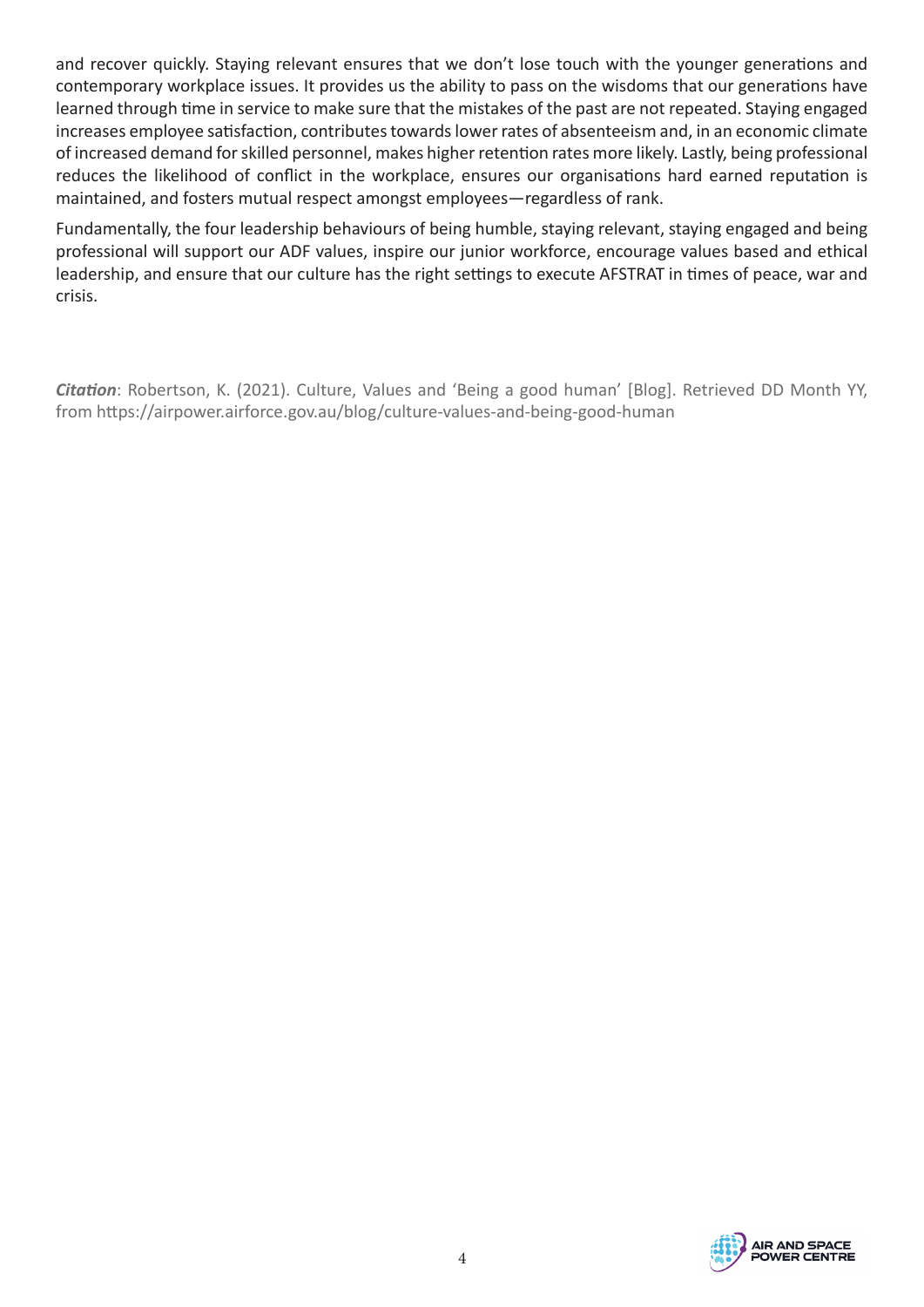and recover quickly. Staying relevant ensures that we don't lose touch with the younger generations and contemporary workplace issues. It provides us the ability to pass on the wisdoms that our generations have learned through time in service to make sure that the mistakes of the past are not repeated. Staying engaged increases employee satisfaction, contributes towards lower rates of absenteeism and, in an economic climate of increased demand for skilled personnel, makes higher retention rates more likely. Lastly, being professional reduces the likelihood of conflict in the workplace, ensures our organisations hard earned reputation is maintained, and fosters mutual respect amongst employees—regardless of rank.

Fundamentally, the four leadership behaviours of being humble, staying relevant, staying engaged and being professional will support our ADF values, inspire our junior workforce, encourage values based and ethical leadership, and ensure that our culture has the right settings to execute AFSTRAT in times of peace, war and crisis.

***Citation***: Robertson, K. (2021). Culture, Values and 'Being a good human' [Blog]. Retrieved DD Month YY, from https://airpower.airforce.gov.au/blog/culture-values-and-being-good-human